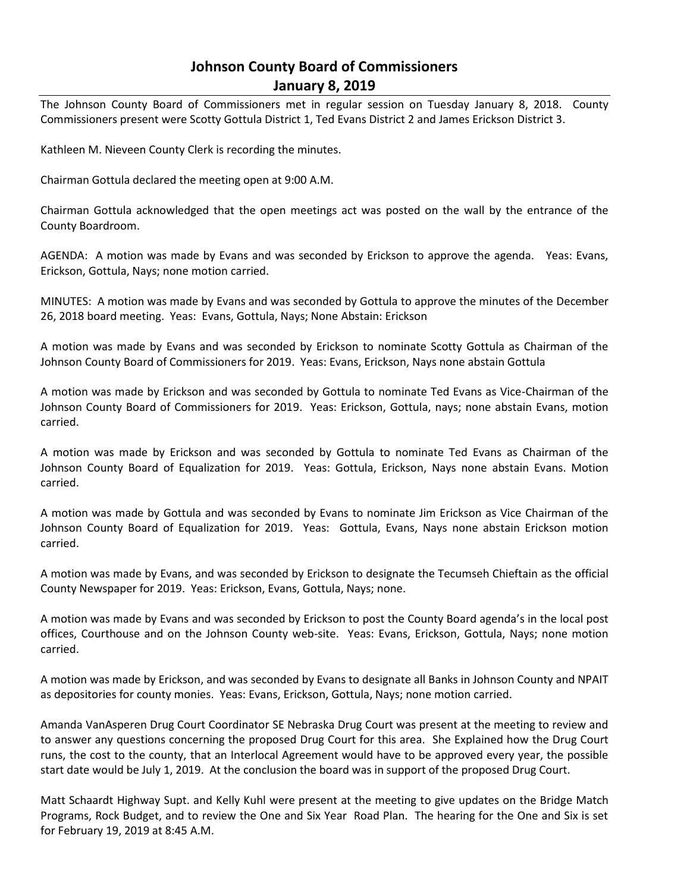# Johnson County Board of Commissioners
## January 8, 2019

The Johnson County Board of Commissioners met in regular session on Tuesday January 8, 2018. County Commissioners present were Scotty Gottula District 1, Ted Evans District 2 and James Erickson District 3.

Kathleen M. Nieveen County Clerk is recording the minutes.

Chairman Gottula declared the meeting open at 9:00 A.M.

Chairman Gottula acknowledged that the open meetings act was posted on the wall by the entrance of the County Boardroom.

AGENDA: A motion was made by Evans and was seconded by Erickson to approve the agenda. Yeas: Evans, Erickson, Gottula, Nays; none motion carried.

MINUTES: A motion was made by Evans and was seconded by Gottula to approve the minutes of the December 26, 2018 board meeting. Yeas: Evans, Gottula, Nays; None Abstain: Erickson

A motion was made by Evans and was seconded by Erickson to nominate Scotty Gottula as Chairman of the Johnson County Board of Commissioners for 2019. Yeas: Evans, Erickson, Nays none abstain Gottula

A motion was made by Erickson and was seconded by Gottula to nominate Ted Evans as Vice-Chairman of the Johnson County Board of Commissioners for 2019. Yeas: Erickson, Gottula, nays; none abstain Evans, motion carried.

A motion was made by Erickson and was seconded by Gottula to nominate Ted Evans as Chairman of the Johnson County Board of Equalization for 2019. Yeas: Gottula, Erickson, Nays none abstain Evans. Motion carried.

A motion was made by Gottula and was seconded by Evans to nominate Jim Erickson as Vice Chairman of the Johnson County Board of Equalization for 2019. Yeas: Gottula, Evans, Nays none abstain Erickson motion carried.

A motion was made by Evans, and was seconded by Erickson to designate the Tecumseh Chieftain as the official County Newspaper for 2019. Yeas: Erickson, Evans, Gottula, Nays; none.

A motion was made by Evans and was seconded by Erickson to post the County Board agenda's in the local post offices, Courthouse and on the Johnson County web-site. Yeas: Evans, Erickson, Gottula, Nays; none motion carried.

A motion was made by Erickson, and was seconded by Evans to designate all Banks in Johnson County and NPAIT as depositories for county monies. Yeas: Evans, Erickson, Gottula, Nays; none motion carried.

Amanda VanAsperen Drug Court Coordinator SE Nebraska Drug Court was present at the meeting to review and to answer any questions concerning the proposed Drug Court for this area. She Explained how the Drug Court runs, the cost to the county, that an Interlocal Agreement would have to be approved every year, the possible start date would be July 1, 2019. At the conclusion the board was in support of the proposed Drug Court.

Matt Schaardt Highway Supt. and Kelly Kuhl were present at the meeting to give updates on the Bridge Match Programs, Rock Budget, and to review the One and Six Year Road Plan. The hearing for the One and Six is set for February 19, 2019 at 8:45 A.M.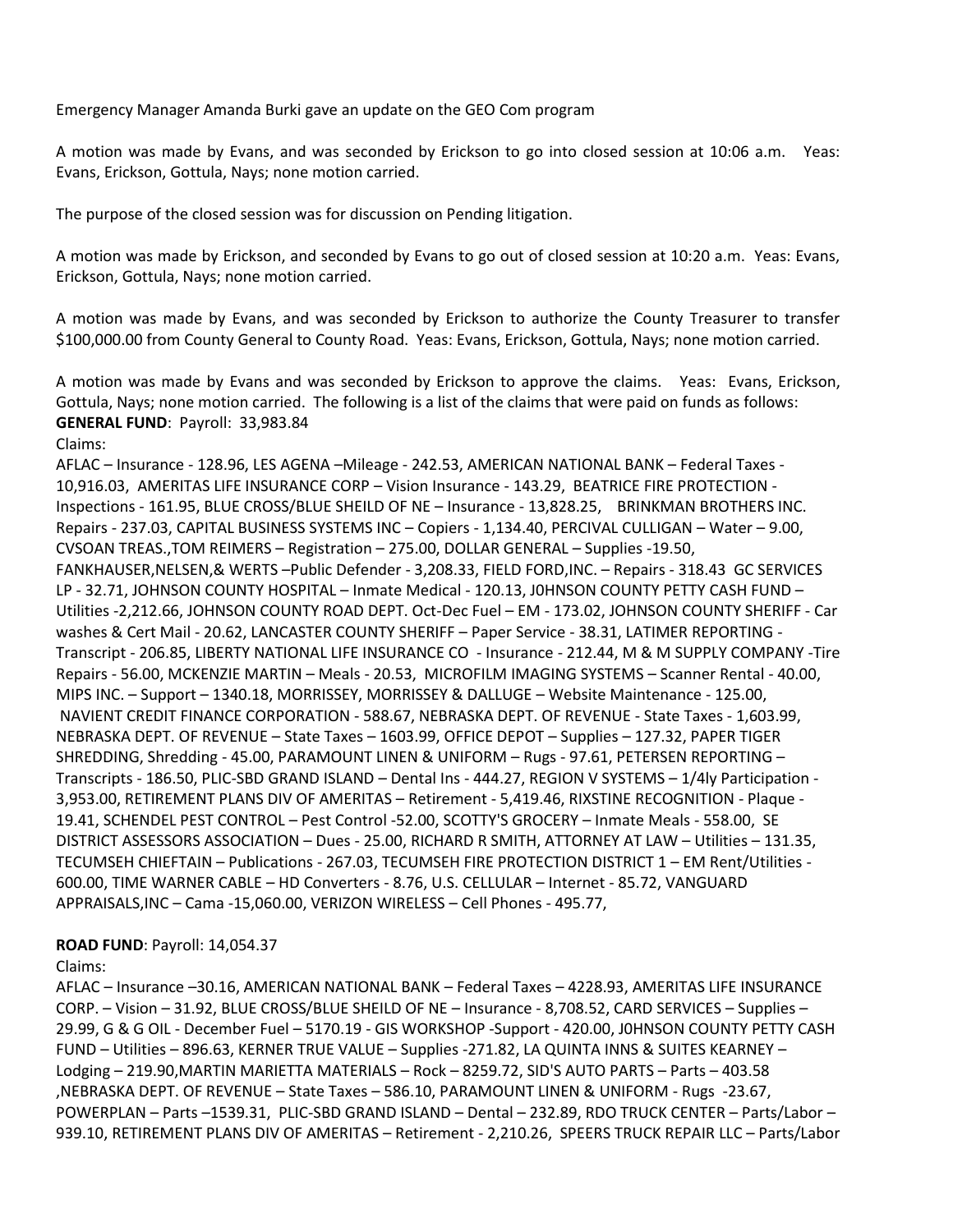Emergency Manager Amanda Burki gave an update on the GEO Com program

A motion was made by Evans, and was seconded by Erickson to go into closed session at 10:06 a.m. Yeas: Evans, Erickson, Gottula, Nays; none motion carried.

The purpose of the closed session was for discussion on Pending litigation.

A motion was made by Erickson, and seconded by Evans to go out of closed session at 10:20 a.m. Yeas: Evans, Erickson, Gottula, Nays; none motion carried.

A motion was made by Evans, and was seconded by Erickson to authorize the County Treasurer to transfer $100,000.00 from County General to County Road. Yeas: Evans, Erickson, Gottula, Nays; none motion carried.

A motion was made by Evans and was seconded by Erickson to approve the claims. Yeas: Evans, Erickson, Gottula, Nays; none motion carried. The following is a list of the claims that were paid on funds as follows:
**GENERAL FUND**: Payroll: 33,983.84

Claims:

AFLAC – Insurance - 128.96, LES AGENA –Mileage - 242.53, AMERICAN NATIONAL BANK – Federal Taxes - 10,916.03, AMERITAS LIFE INSURANCE CORP – Vision Insurance - 143.29, BEATRICE FIRE PROTECTION - Inspections - 161.95, BLUE CROSS/BLUE SHEILD OF NE – Insurance - 13,828.25, BRINKMAN BROTHERS INC. Repairs - 237.03, CAPITAL BUSINESS SYSTEMS INC – Copiers - 1,134.40, PERCIVAL CULLIGAN – Water – 9.00, CVSOAN TREAS.,TOM REIMERS – Registration – 275.00, DOLLAR GENERAL – Supplies -19.50, FANKHAUSER,NELSEN,& WERTS –Public Defender - 3,208.33, FIELD FORD,INC. – Repairs - 318.43 GC SERVICES LP - 32.71, JOHNSON COUNTY HOSPITAL – Inmate Medical - 120.13, J0HNSON COUNTY PETTY CASH FUND – Utilities -2,212.66, JOHNSON COUNTY ROAD DEPT. Oct-Dec Fuel – EM - 173.02, JOHNSON COUNTY SHERIFF - Car washes & Cert Mail - 20.62, LANCASTER COUNTY SHERIFF – Paper Service - 38.31, LATIMER REPORTING - Transcript - 206.85, LIBERTY NATIONAL LIFE INSURANCE CO - Insurance - 212.44, M & M SUPPLY COMPANY -Tire Repairs - 56.00, MCKENZIE MARTIN – Meals - 20.53, MICROFILM IMAGING SYSTEMS – Scanner Rental - 40.00, MIPS INC. – Support – 1340.18, MORRISSEY, MORRISSEY & DALLUGE – Website Maintenance - 125.00, NAVIENT CREDIT FINANCE CORPORATION - 588.67, NEBRASKA DEPT. OF REVENUE - State Taxes - 1,603.99, NEBRASKA DEPT. OF REVENUE – State Taxes – 1603.99, OFFICE DEPOT – Supplies – 127.32, PAPER TIGER SHREDDING, Shredding - 45.00, PARAMOUNT LINEN & UNIFORM – Rugs - 97.61, PETERSEN REPORTING – Transcripts - 186.50, PLIC-SBD GRAND ISLAND – Dental Ins - 444.27, REGION V SYSTEMS – 1/4ly Participation - 3,953.00, RETIREMENT PLANS DIV OF AMERITAS – Retirement - 5,419.46, RIXSTINE RECOGNITION - Plaque - 19.41, SCHENDEL PEST CONTROL – Pest Control -52.00, SCOTTY'S GROCERY – Inmate Meals - 558.00, SE DISTRICT ASSESSORS ASSOCIATION – Dues - 25.00, RICHARD R SMITH, ATTORNEY AT LAW – Utilities – 131.35, TECUMSEH CHIEFTAIN – Publications - 267.03, TECUMSEH FIRE PROTECTION DISTRICT 1 – EM Rent/Utilities - 600.00, TIME WARNER CABLE – HD Converters - 8.76, U.S. CELLULAR – Internet - 85.72, VANGUARD APPRAISALS,INC – Cama -15,060.00, VERIZON WIRELESS – Cell Phones - 495.77,

**ROAD FUND**: Payroll: 14,054.37

Claims:

AFLAC – Insurance –30.16, AMERICAN NATIONAL BANK – Federal Taxes – 4228.93, AMERITAS LIFE INSURANCE CORP. – Vision – 31.92, BLUE CROSS/BLUE SHEILD OF NE – Insurance - 8,708.52, CARD SERVICES – Supplies – 29.99, G & G OIL - December Fuel – 5170.19 - GIS WORKSHOP -Support - 420.00, J0HNSON COUNTY PETTY CASH FUND – Utilities – 896.63, KERNER TRUE VALUE – Supplies -271.82, LA QUINTA INNS & SUITES KEARNEY – Lodging – 219.90,MARTIN MARIETTA MATERIALS – Rock – 8259.72, SID'S AUTO PARTS – Parts – 403.58 ,NEBRASKA DEPT. OF REVENUE – State Taxes – 586.10, PARAMOUNT LINEN & UNIFORM - Rugs -23.67, POWERPLAN – Parts –1539.31, PLIC-SBD GRAND ISLAND – Dental – 232.89, RDO TRUCK CENTER – Parts/Labor – 939.10, RETIREMENT PLANS DIV OF AMERITAS – Retirement - 2,210.26, SPEERS TRUCK REPAIR LLC – Parts/Labor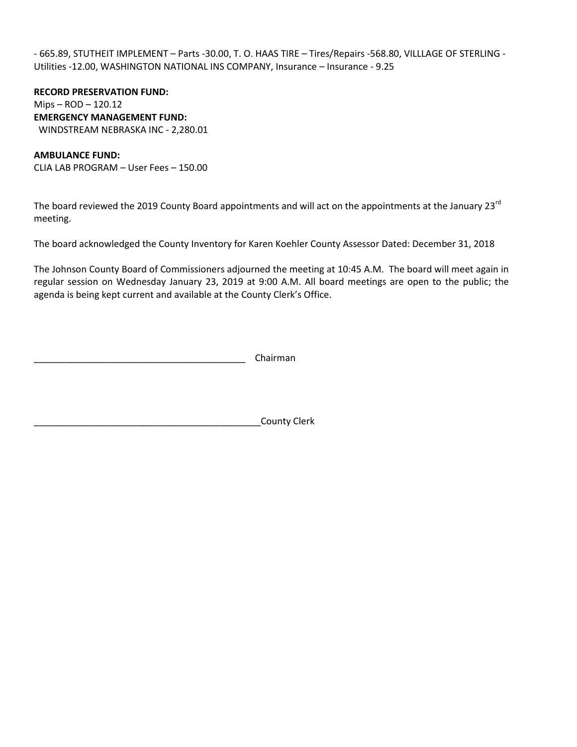- 665.89, STUTHEIT IMPLEMENT – Parts -30.00, T. O. HAAS TIRE – Tires/Repairs -568.80, VILLLAGE OF STERLING - Utilities -12.00, WASHINGTON NATIONAL INS COMPANY, Insurance – Insurance - 9.25

**RECORD PRESERVATION FUND:**
Mips – ROD – 120.12

**EMERGENCY MANAGEMENT FUND:**
WINDSTREAM NEBRASKA INC - 2,280.01

**AMBULANCE FUND:**
CLIA LAB PROGRAM – User Fees – 150.00

The board reviewed the 2019 County Board appointments and will act on the appointments at the January 23rd meeting.

The board acknowledged the County Inventory for Karen Koehler County Assessor Dated: December 31, 2018

The Johnson County Board of Commissioners adjourned the meeting at 10:45 A.M. The board will meet again in regular session on Wednesday January 23, 2019 at 9:00 A.M. All board meetings are open to the public; the agenda is being kept current and available at the County Clerk's Office.

___________________________________________ Chairman

_____________________________________________County Clerk